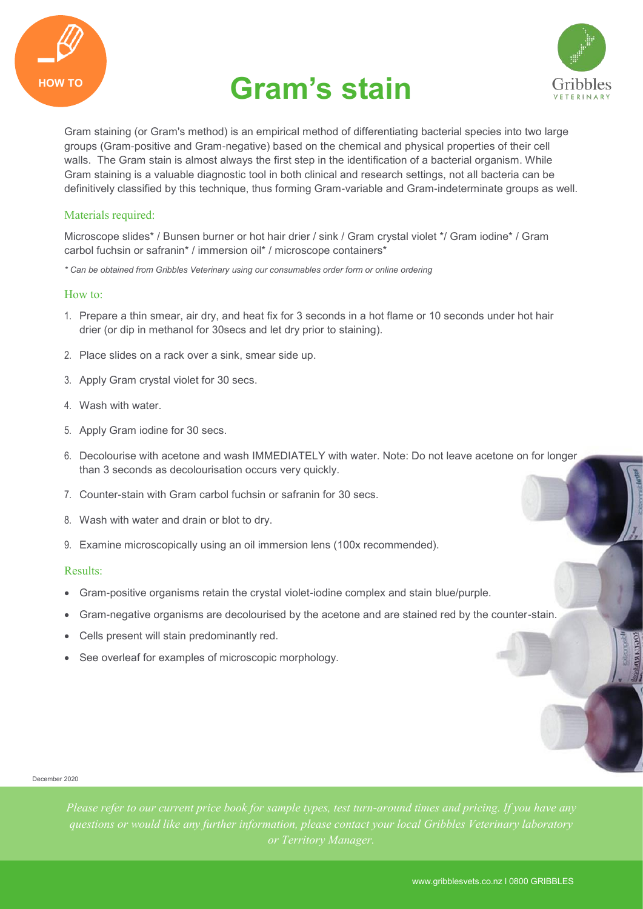HOW TO

# Gram's stain

Gram staining (or Gram's method) is an empirical method of differentiating bacterial species into two large groups (Gram-positive and Gram-negative) based on the chemical and physical properties of their cell walls. The Gram stain is almost always the first step in the identification of a bacterial organism. While Gram staining is a valuable diagnostic tool in both clinical and research settings, not all bacteria can be definitively classified by this technique, thus forming Gram-variable and Gram-indeterminate groups as well.

## Materials required:

Microscope slides* / Bunsen burner or hot hair drier / sink / Gram crystal violet */ Gram iodine* / Gram carbol fuchsin or safranin* / immersion oil* / microscope containers*

*\* Can be obtained from Gribbles Veterinary using our consumables order form or online ordering*

## How to:

1. Prepare a thin smear, air dry, and heat fix for 3 seconds in a hot flame or 10 seconds under hot hair drier (or dip in methanol for 30secs and let dry prior to staining).
2. Place slides on a rack over a sink, smear side up.
3. Apply Gram crystal violet for 30 secs.
4. Wash with water.
5. Apply Gram iodine for 30 secs.
6. Decolourise with acetone and wash IMMEDIATELY with water. Note: Do not leave acetone on for longer than 3 seconds as decolourisation occurs very quickly.
7. Counter-stain with Gram carbol fuchsin or safranin for 30 secs.
8. Wash with water and drain or blot to dry.
9. Examine microscopically using an oil immersion lens (100x recommended).

## Results:

- Gram-positive organisms retain the crystal violet-iodine complex and stain blue/purple.
- Gram-negative organisms are decolourised by the acetone and are stained red by the counter-stain.
- Cells present will stain predominantly red.
- See overleaf for examples of microscopic morphology.

December 2020

*Please refer to our current price book for sample types, test turn-around times and pricing. If you have any questions or would like any further information, please contact your local Gribbles Veterinary laboratory or Territory Manager.*

www.gribblesvets.co.nz I 0800 GRIBBLES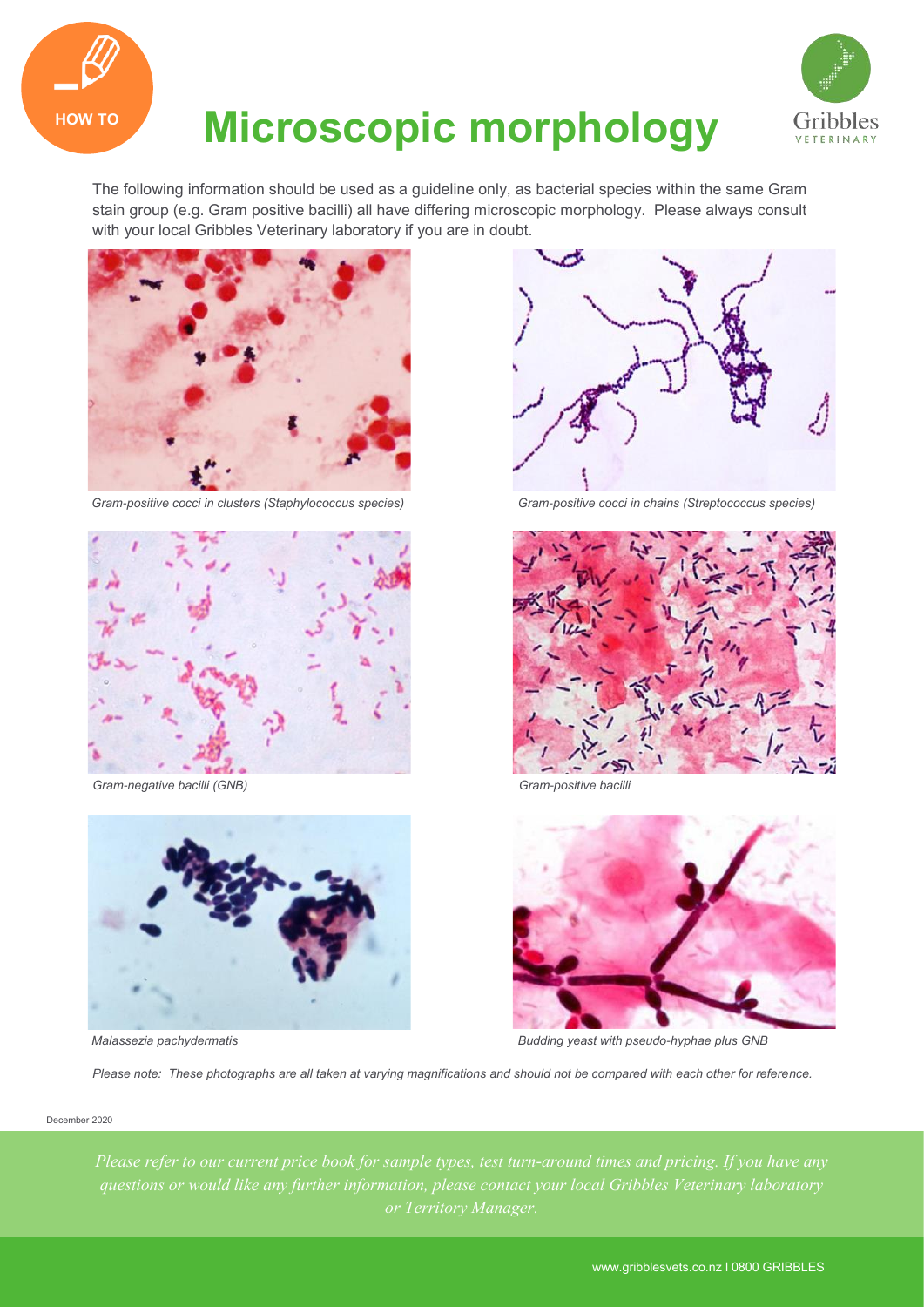HOW TO

# Microscopic morphology

The following information should be used as a guideline only, as bacterial species within the same Gram stain group (e.g. Gram positive bacilli) all have differing microscopic morphology. Please always consult with your local Gribbles Veterinary laboratory if you are in doubt.

*Gram-positive cocci in clusters (Staphylococcus species)*

*Gram-positive cocci in chains (Streptococcus species)*

*Gram-negative bacilli (GNB)*

*Gram-positive bacilli*

*Malassezia pachydermatis*

*Budding yeast with pseudo-hyphae plus GNB*

*Please note: These photographs are all taken at varying magnifications and should not be compared with each other for reference.*

December 2020

*Please refer to our current price book for sample types, test turn-around times and pricing. If you have any questions or would like any further information, please contact your local Gribbles Veterinary laboratory or Territory Manager.*

www.gribblesvets.co.nz | 0800 GRIBBLES